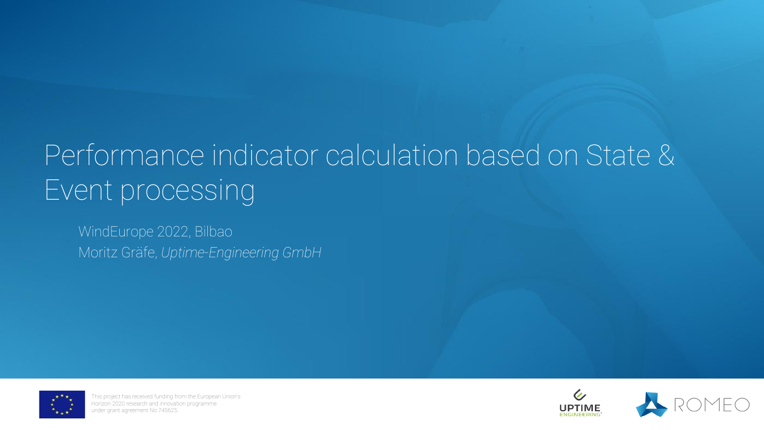# Performance indicator calculation based on State & Event processing

WindEurope 2022, Bilbao

Moritz Gräfe, *Uptime-Engineering GmbH*

This project has received funding from the European Union's Horizon 2020 research and innovation programme under grant agreement No 745625.

UPTIME ENGINEERING

ROMEO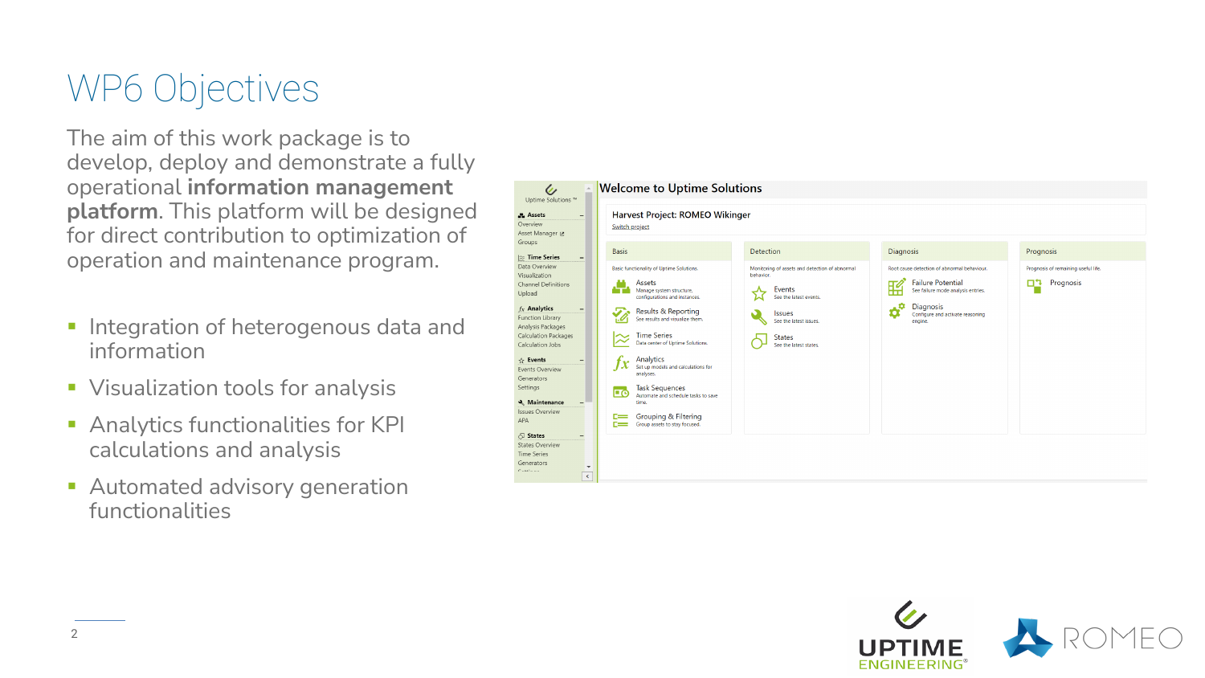# WP6 Objectives

The aim of this work package is to develop, deploy and demonstrate a fully operational **information management platform**. This platform will be designed for direct contribution to optimization of operation and maintenance program.

- Integration of heterogenous data and information
- Visualization tools for analysis
- Analytics functionalities for KPI calculations and analysis
- Automated advisory generation functionalities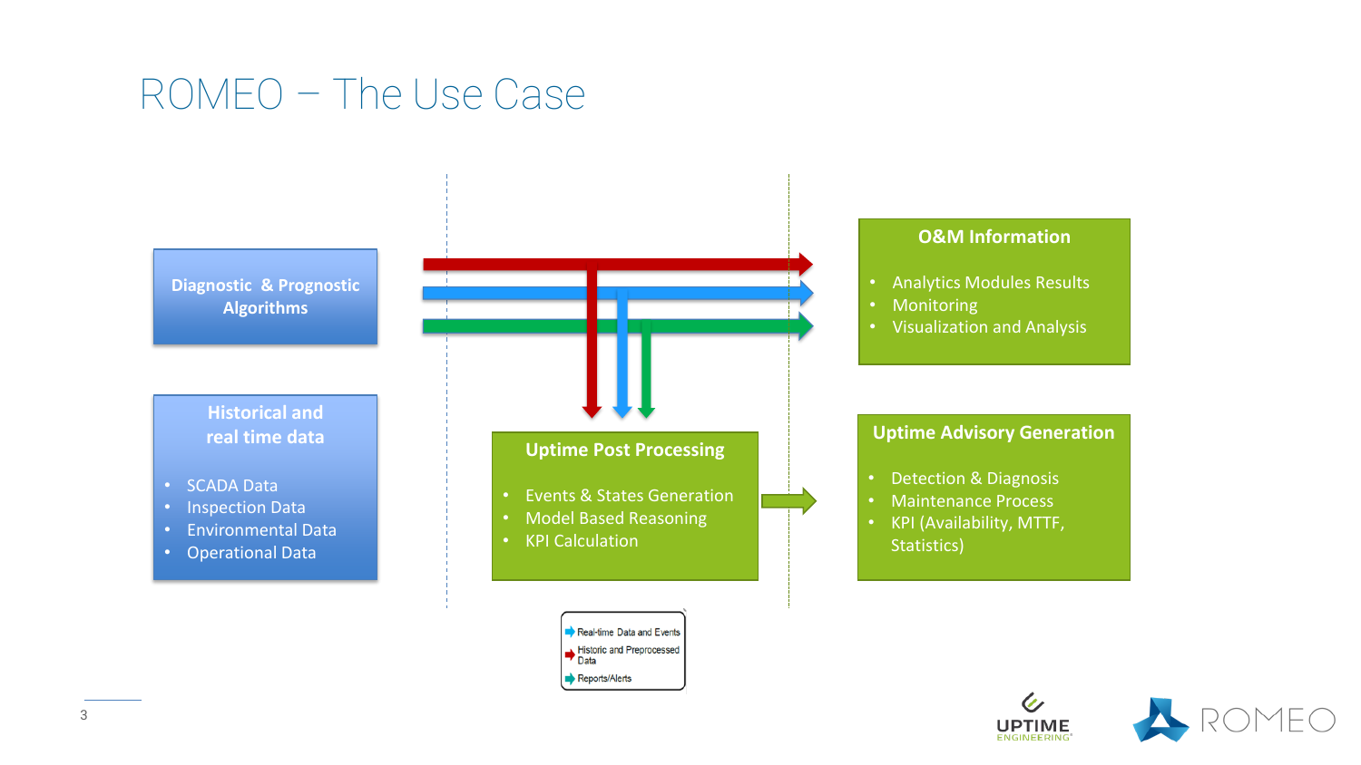# ROMEO – The Use Case

**Diagnostic & Prognostic Algorithms**

**Historical and real time data**

- SCADA Data
- Inspection Data
- Environmental Data
- Operational Data

**O&M Information**

- Analytics Modules Results
- Monitoring
- Visualization and Analysis

**Uptime Post Processing**

- Events & States Generation
- Model Based Reasoning
- KPI Calculation

**Uptime Advisory Generation**

- Detection & Diagnosis
- Maintenance Process
- KPI (Availability, MTTF, Statistics)

Real-time Data and Events
Historic and Preprocessed Data
Reports/Alerts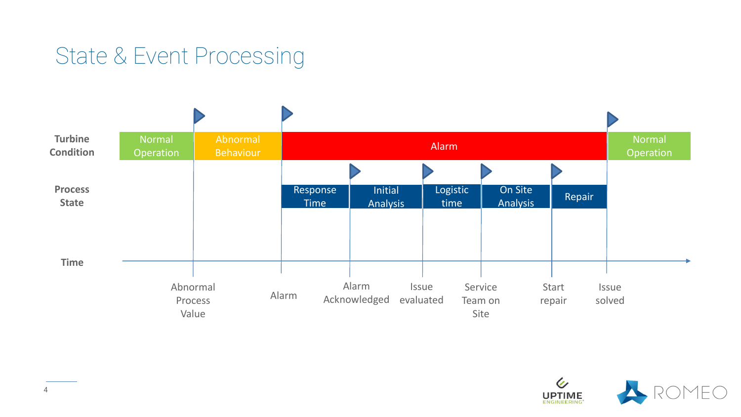# State & Event Processing

**Turbine Condition**

| Normal Operation | Abnormal Behaviour | Alarm | | | | | Normal Operation |
|---|---|---|---|---|---|---|---|

**Process State**

| Response Time | Initial Analysis | Logistic time | On Site Analysis | Repair |
|---|---|---|---|---|

**Time**

Abnormal Process Value → Alarm → Alarm Acknowledged → Issue evaluated → Service Team on Site → Start repair → Issue solved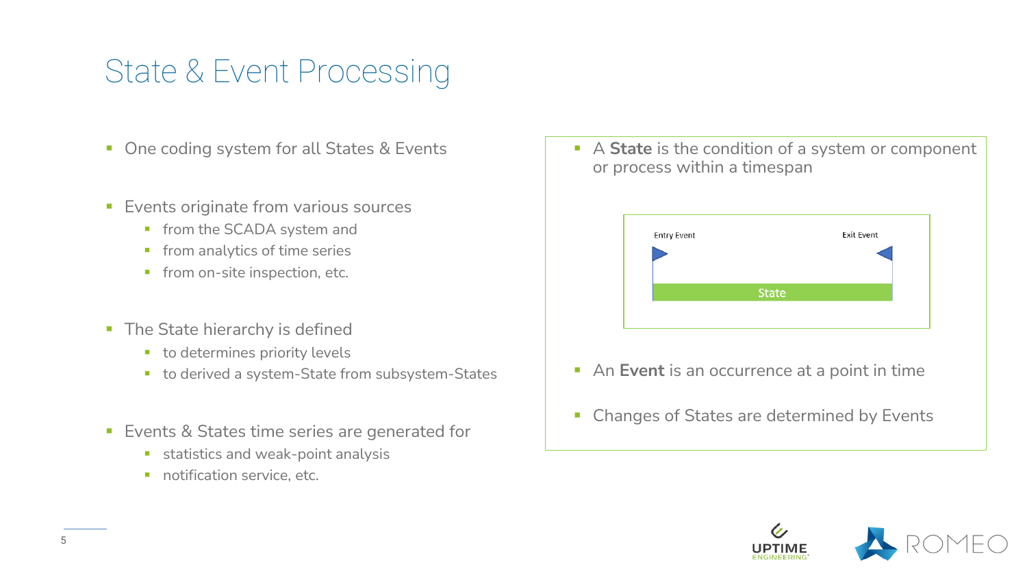# State & Event Processing

- One coding system for all States & Events
- Events originate from various sources
  - from the SCADA system and
  - from analytics of time series
  - from on-site inspection, etc.
- The State hierarchy is defined
  - to determines priority levels
  - to derived a system-State from subsystem-States
- Events & States time series are generated for
  - statistics and weak-point analysis
  - notification service, etc.

- A **State** is the condition of a system or component or process within a timespan

Entry Event — State — Exit Event

- An **Event** is an occurrence at a point in time
- Changes of States are determined by Events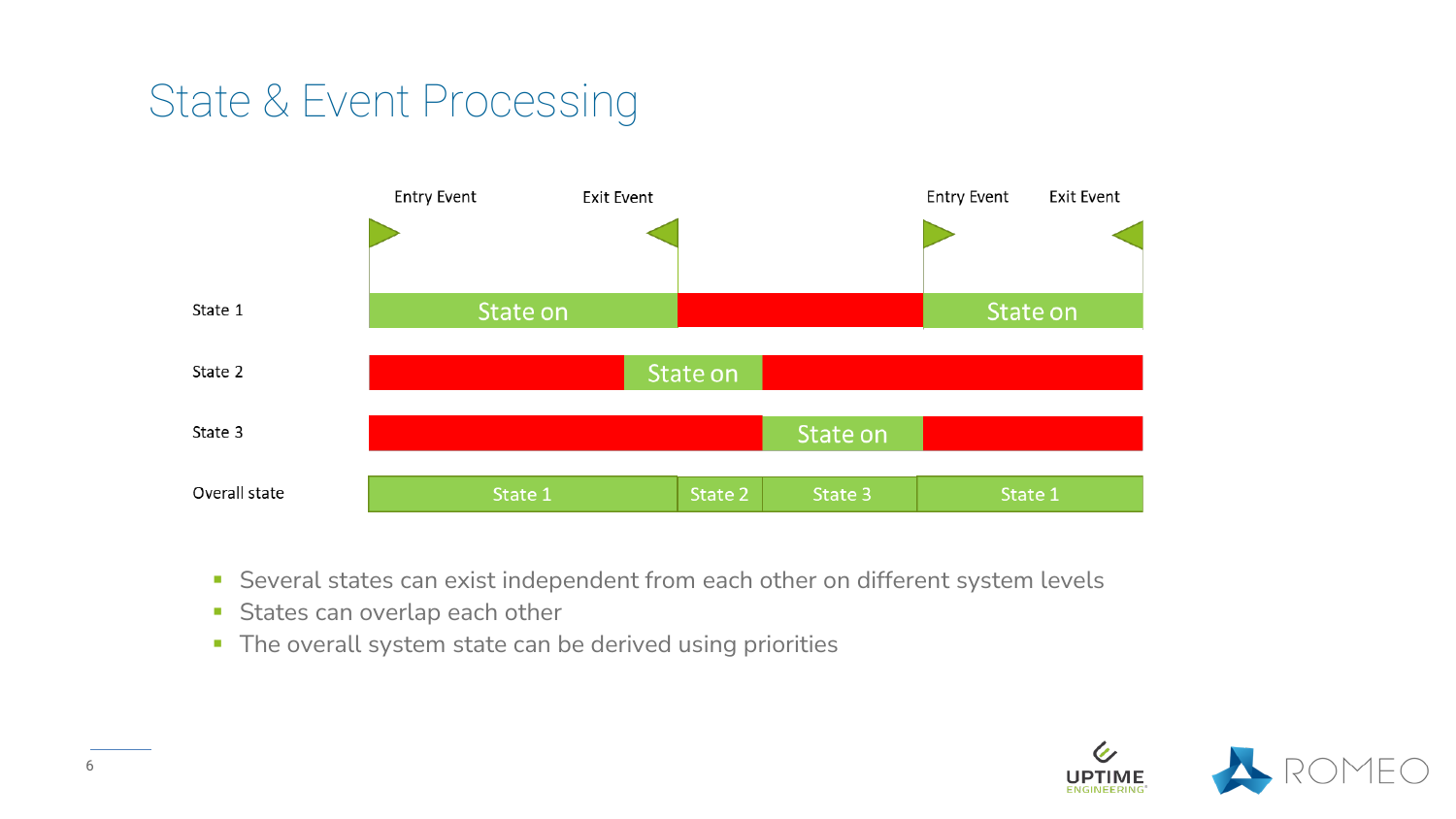# State & Event Processing

Entry Event | Exit Event | Entry Event | Exit Event

| | | | | | |
|---|---|---|---|---|---|
| State 1 | State on | | | | State on |
| State 2 | | State on | | | |
| State 3 | | | | State on | |
| Overall state | State 1 | | State 2 | State 3 | State 1 |

- Several states can exist independent from each other on different system levels
- States can overlap each other
- The overall system state can be derived using priorities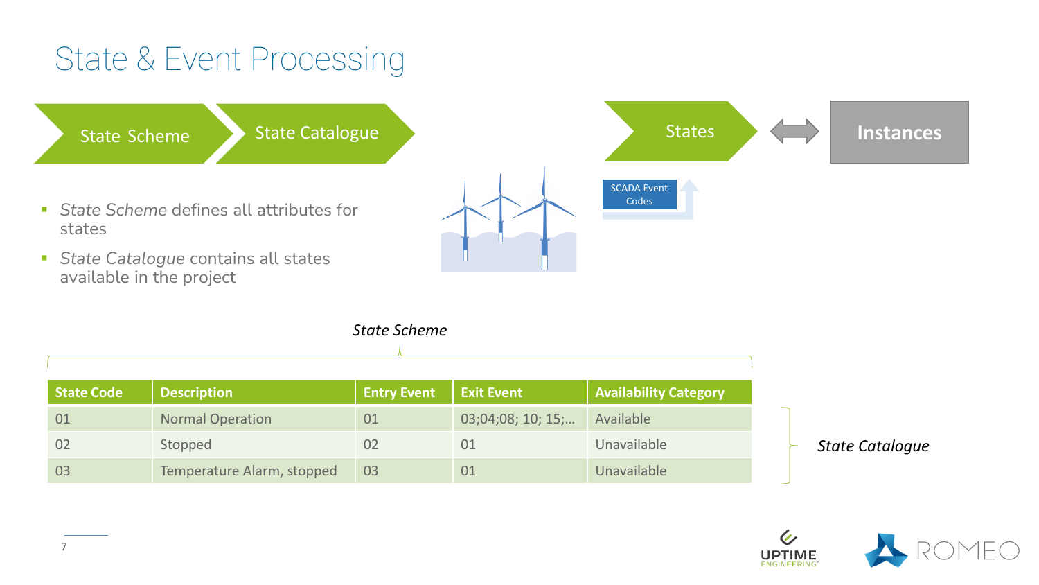# State & Event Processing

State Scheme → State Catalogue

States ⟷ Instances

SCADA Event Codes

- *State Scheme* defines all attributes for states
- *State Catalogue* contains all states available in the project

*State Scheme*

| State Code | Description | Entry Event | Exit Event | Availability Category |
|---|---|---|---|---|
| 01 | Normal Operation | 01 | 03;04;08; 10; 15;… | Available |
| 02 | Stopped | 02 | 01 | Unavailable |
| 03 | Temperature Alarm, stopped | 03 | 01 | Unavailable |

*State Catalogue*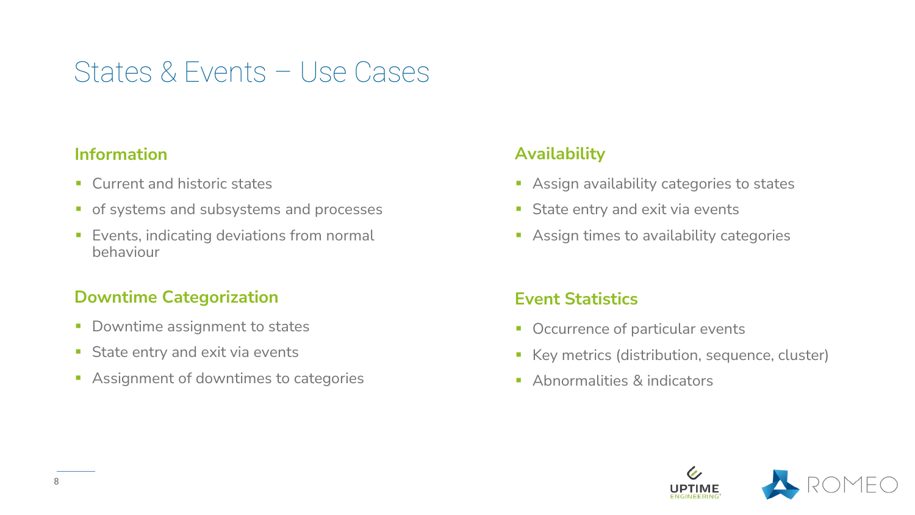# States & Events – Use Cases

## Information

- Current and historic states
- of systems and subsystems and processes
- Events, indicating deviations from normal behaviour

## Downtime Categorization

- Downtime assignment to states
- State entry and exit via events
- Assignment of downtimes to categories

## Availability

- Assign availability categories to states
- State entry and exit via events
- Assign times to availability categories

## Event Statistics

- Occurrence of particular events
- Key metrics (distribution, sequence, cluster)
- Abnormalities & indicators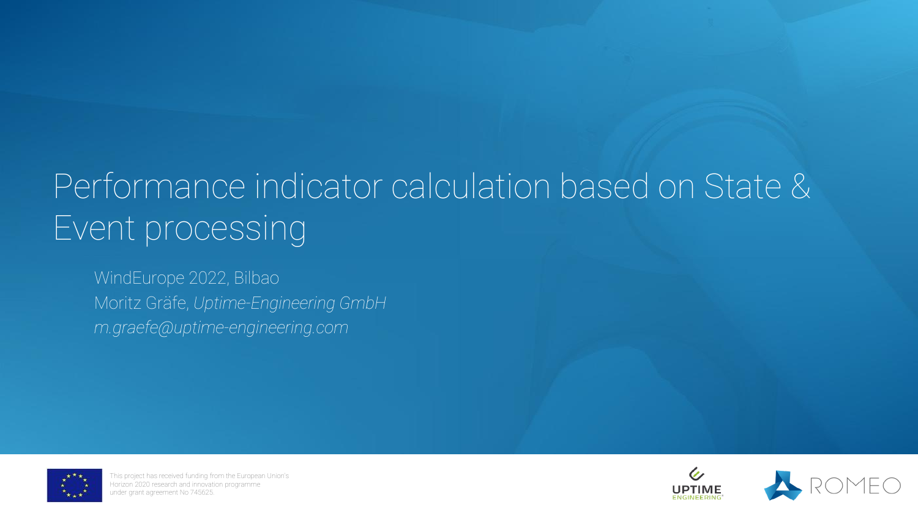# Performance indicator calculation based on State & Event processing

WindEurope 2022, Bilbao

Moritz Gräfe, *Uptime-Engineering GmbH*

*m.graefe@uptime-engineering.com*

This project has received funding from the European Union's Horizon 2020 research and innovation programme under grant agreement No 745625.